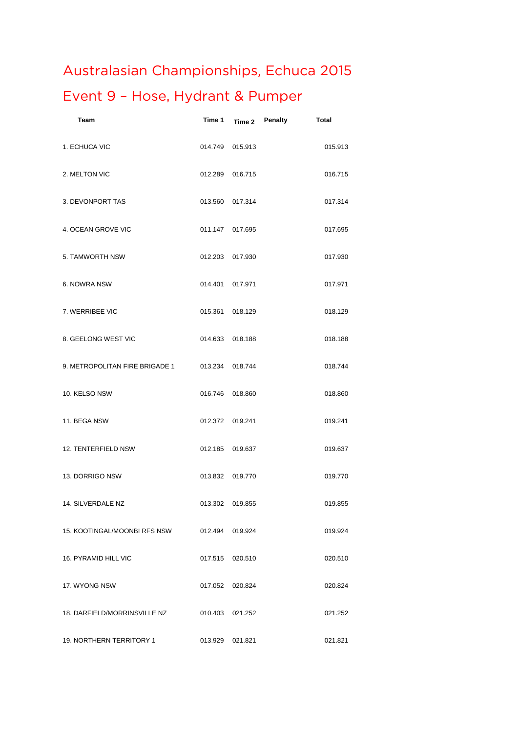# Australasian Championships, Echuca 2015

## Event 9 – Hose, Hydrant & Pumper

| Team | Time 1 | Time 2 | Penalty | Total |
|---|---|---|---|---|
| 1. ECHUCA VIC | 014.749 | 015.913 | | 015.913 |
| 2. MELTON VIC | 012.289 | 016.715 | | 016.715 |
| 3. DEVONPORT TAS | 013.560 | 017.314 | | 017.314 |
| 4. OCEAN GROVE VIC | 011.147 | 017.695 | | 017.695 |
| 5. TAMWORTH NSW | 012.203 | 017.930 | | 017.930 |
| 6. NOWRA NSW | 014.401 | 017.971 | | 017.971 |
| 7. WERRIBEE VIC | 015.361 | 018.129 | | 018.129 |
| 8. GEELONG WEST VIC | 014.633 | 018.188 | | 018.188 |
| 9. METROPOLITAN FIRE BRIGADE 1 | 013.234 | 018.744 | | 018.744 |
| 10. KELSO NSW | 016.746 | 018.860 | | 018.860 |
| 11. BEGA NSW | 012.372 | 019.241 | | 019.241 |
| 12. TENTERFIELD NSW | 012.185 | 019.637 | | 019.637 |
| 13. DORRIGO NSW | 013.832 | 019.770 | | 019.770 |
| 14. SILVERDALE NZ | 013.302 | 019.855 | | 019.855 |
| 15. KOOTINGAL/MOONBI RFS NSW | 012.494 | 019.924 | | 019.924 |
| 16. PYRAMID HILL VIC | 017.515 | 020.510 | | 020.510 |
| 17. WYONG NSW | 017.052 | 020.824 | | 020.824 |
| 18. DARFIELD/MORRINSVILLE NZ | 010.403 | 021.252 | | 021.252 |
| 19. NORTHERN TERRITORY 1 | 013.929 | 021.821 | | 021.821 |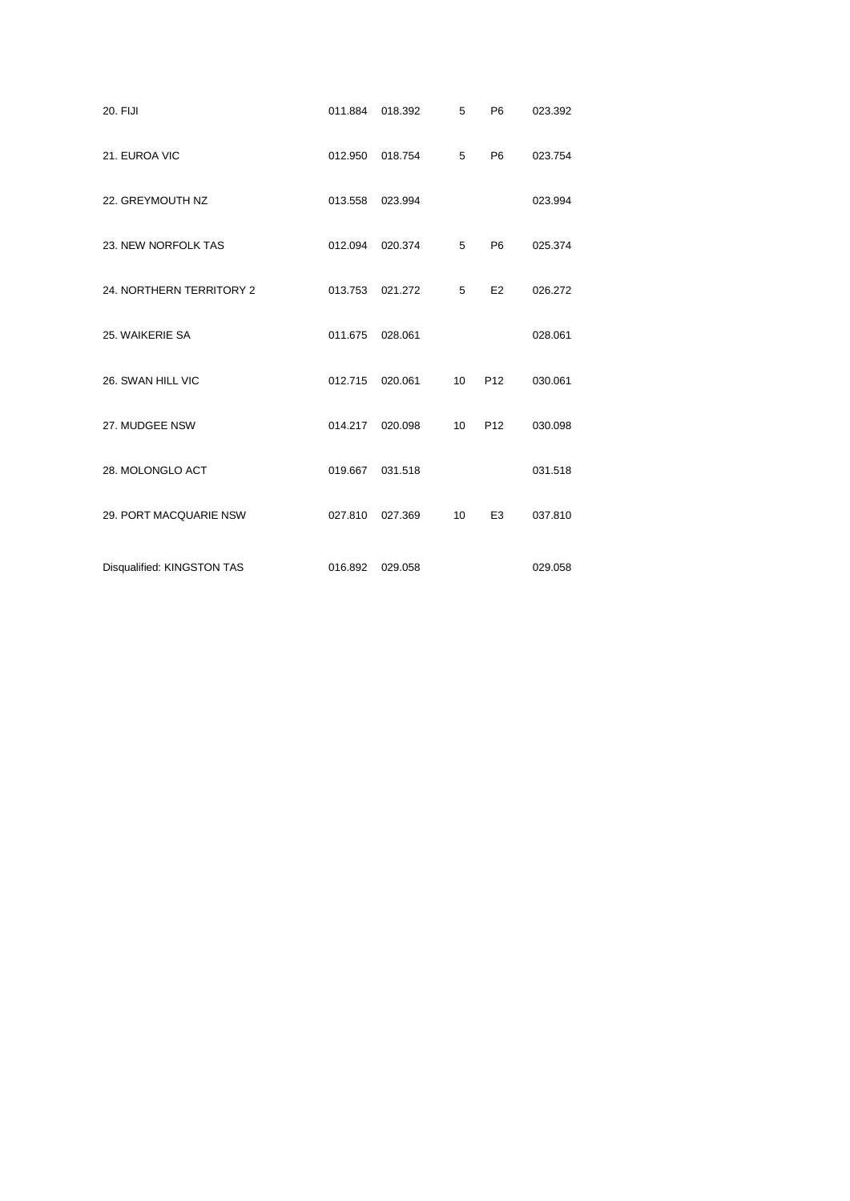| | | | | | |
|---|---|---|---|---|---|
| 20. FIJI | 011.884 | 018.392 | 5 | P6 | 023.392 |
| 21. EUROA VIC | 012.950 | 018.754 | 5 | P6 | 023.754 |
| 22. GREYMOUTH NZ | 013.558 | 023.994 | | | 023.994 |
| 23. NEW NORFOLK TAS | 012.094 | 020.374 | 5 | P6 | 025.374 |
| 24. NORTHERN TERRITORY 2 | 013.753 | 021.272 | 5 | E2 | 026.272 |
| 25. WAIKERIE SA | 011.675 | 028.061 | | | 028.061 |
| 26. SWAN HILL VIC | 012.715 | 020.061 | 10 | P12 | 030.061 |
| 27. MUDGEE NSW | 014.217 | 020.098 | 10 | P12 | 030.098 |
| 28. MOLONGLO ACT | 019.667 | 031.518 | | | 031.518 |
| 29. PORT MACQUARIE NSW | 027.810 | 027.369 | 10 | E3 | 037.810 |
| Disqualified: KINGSTON TAS | 016.892 | 029.058 | | | 029.058 |